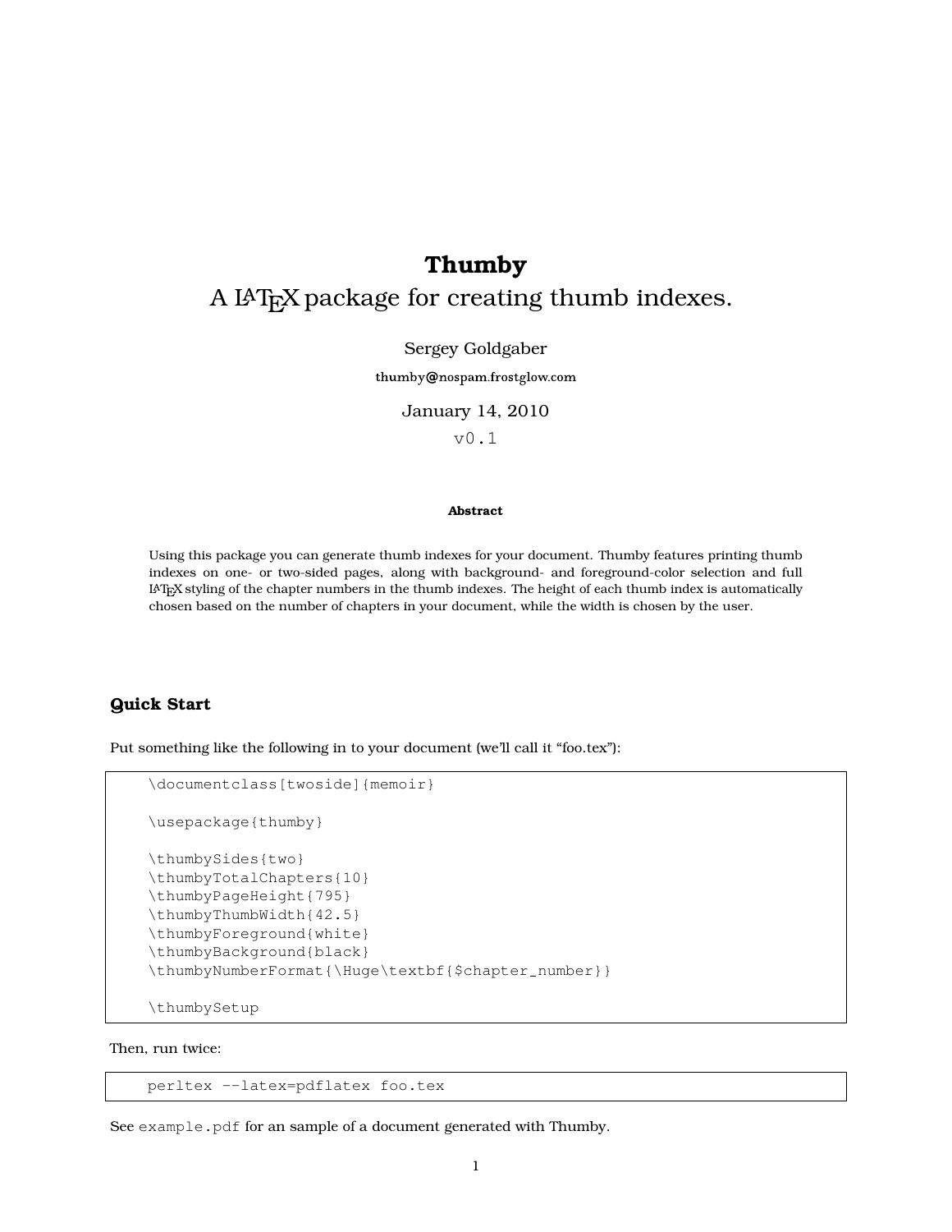# Thumby

A LaTeX package for creating thumb indexes.

Sergey Goldgaber

thumby@nospam.frostglow.com

January 14, 2010

v0.1

**Abstract**

Using this package you can generate thumb indexes for your document. Thumby features printing thumb indexes on one- or two-sided pages, along with background- and foreground-color selection and full LaTeX styling of the chapter numbers in the thumb indexes. The height of each thumb index is automatically chosen based on the number of chapters in your document, while the width is chosen by the user.

## Quick Start

Put something like the following in to your document (we'll call it "foo.tex"):

```
\documentclass[twoside]{memoir}

\usepackage{thumby}

\thumbySides{two}
\thumbyTotalChapters{10}
\thumbyPageHeight{795}
\thumbyThumbWidth{42.5}
\thumbyForeground{white}
\thumbyBackground{black}
\thumbyNumberFormat{\Huge\textbf{$chapter_number}}

\thumbySetup
```

Then, run twice:

```
perltex --latex=pdflatex foo.tex
```

See `example.pdf` for an sample of a document generated with Thumby.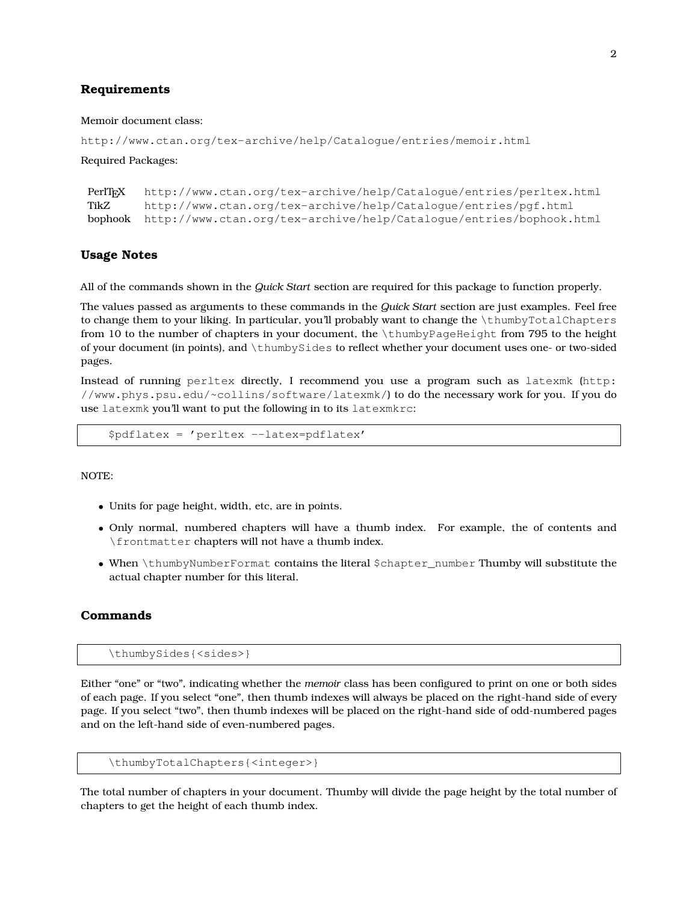## Requirements

Memoir document class:

http://www.ctan.org/tex-archive/help/Catalogue/entries/memoir.html

Required Packages:

| | |
|---|---|
| PerlTEX | http://www.ctan.org/tex-archive/help/Catalogue/entries/perltex.html |
| TikZ | http://www.ctan.org/tex-archive/help/Catalogue/entries/pgf.html |
| bophook | http://www.ctan.org/tex-archive/help/Catalogue/entries/bophook.html |

## Usage Notes

All of the commands shown in the *Quick Start* section are required for this package to function properly.

The values passed as arguments to these commands in the *Quick Start* section are just examples. Feel free to change them to your liking. In particular, you'll probably want to change the `\thumbyTotalChapters` from 10 to the number of chapters in your document, the `\thumbyPageHeight` from 795 to the height of your document (in points), and `\thumbySides` to reflect whether your document uses one- or two-sided pages.

Instead of running `perltex` directly, I recommend you use a program such as `latexmk` (http://www.phys.psu.edu/~collins/software/latexmk/) to do the necessary work for you. If you do use `latexmk` you'll want to put the following in to its `latexmkrc`:

```
$pdflatex = 'perltex --latex=pdflatex'
```

NOTE:

- Units for page height, width, etc, are in points.
- Only normal, numbered chapters will have a thumb index. For example, the of contents and `\frontmatter` chapters will not have a thumb index.
- When `\thumbyNumberFormat` contains the literal `$chapter_number` Thumby will substitute the actual chapter number for this literal.

## Commands

```
\thumbySides{<sides>}
```

Either "one" or "two", indicating whether the *memoir* class has been configured to print on one or both sides of each page. If you select "one", then thumb indexes will always be placed on the right-hand side of every page. If you select "two", then thumb indexes will be placed on the right-hand side of odd-numbered pages and on the left-hand side of even-numbered pages.

```
\thumbyTotalChapters{<integer>}
```

The total number of chapters in your document. Thumby will divide the page height by the total number of chapters to get the height of each thumb index.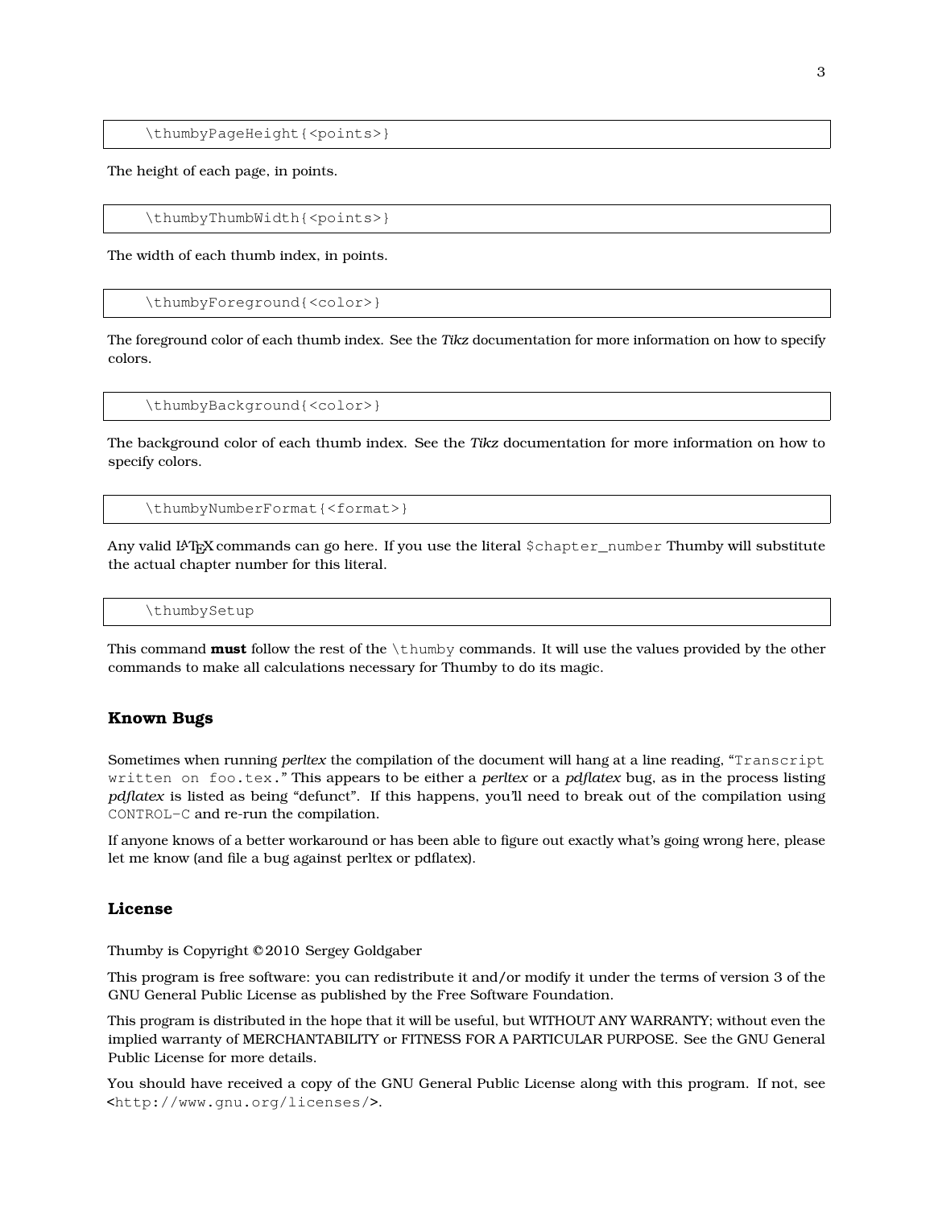```
\thumbyPageHeight{<points>}
```

The height of each page, in points.

```
\thumbyThumbWidth{<points>}
```

The width of each thumb index, in points.

```
\thumbyForeground{<color>}
```

The foreground color of each thumb index. See the *Tikz* documentation for more information on how to specify colors.

```
\thumbyBackground{<color>}
```

The background color of each thumb index. See the *Tikz* documentation for more information on how to specify colors.

```
\thumbyNumberFormat{<format>}
```

Any valid LaTeX commands can go here. If you use the literal `$chapter_number` Thumby will substitute the actual chapter number for this literal.

```
\thumbySetup
```

This command **must** follow the rest of the `\thumby` commands. It will use the values provided by the other commands to make all calculations necessary for Thumby to do its magic.

### Known Bugs

Sometimes when running *perltex* the compilation of the document will hang at a line reading, "`Transcript written on foo.tex.`" This appears to be either a *perltex* or a *pdflatex* bug, as in the process listing *pdflatex* is listed as being "defunct". If this happens, you'll need to break out of the compilation using `CONTROL-C` and re-run the compilation.

If anyone knows of a better workaround or has been able to figure out exactly what's going wrong here, please let me know (and file a bug against perltex or pdflatex).

### License

Thumby is Copyright ©2010 Sergey Goldgaber

This program is free software: you can redistribute it and/or modify it under the terms of version 3 of the GNU General Public License as published by the Free Software Foundation.

This program is distributed in the hope that it will be useful, but WITHOUT ANY WARRANTY; without even the implied warranty of MERCHANTABILITY or FITNESS FOR A PARTICULAR PURPOSE. See the GNU General Public License for more details.

You should have received a copy of the GNU General Public License along with this program. If not, see <`http://www.gnu.org/licenses/`>.